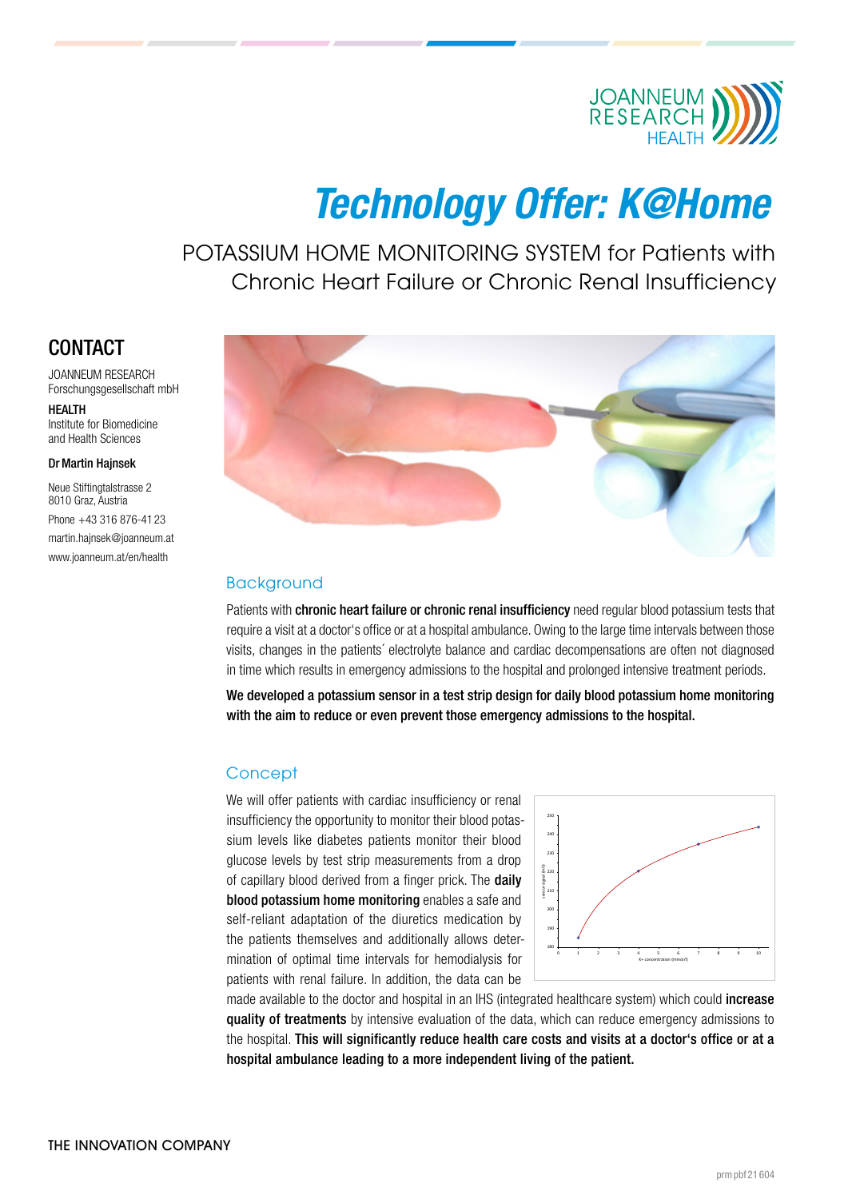# Technology Offer: K@Home

POTASSIUM HOME MONITORING SYSTEM for Patients with Chronic Heart Failure or Chronic Renal Insufficiency

## CONTACT

JOANNEUM RESEARCH
Forschungsgesellschaft mbH

**HEALTH**
Institute for Biomedicine and Health Sciences

**Dr Martin Hajnsek**

Neue Stiftingtalstrasse 2
8010 Graz, Austria

Phone +43 316 876-41 23

martin.hajnsek@joanneum.at

www.joanneum.at/en/health

## Background

Patients with **chronic heart failure or chronic renal insufficiency** need regular blood potassium tests that require a visit at a doctor's office or at a hospital ambulance. Owing to the large time intervals between those visits, changes in the patients´ electrolyte balance and cardiac decompensations are often not diagnosed in time which results in emergency admissions to the hospital and prolonged intensive treatment periods.

**We developed a potassium sensor in a test strip design for daily blood potassium home monitoring with the aim to reduce or even prevent those emergency admissions to the hospital.**

## Concept

We will offer patients with cardiac insufficiency or renal insufficiency the opportunity to monitor their blood potassium levels like diabetes patients monitor their blood glucose levels by test strip measurements from a drop of capillary blood derived from a finger prick. The **daily blood potassium home monitoring** enables a safe and self-reliant adaptation of the diuretics medication by the patients themselves and additionally allows determination of optimal time intervals for hemodialysis for patients with renal failure. In addition, the data can be made available to the doctor and hospital in an IHS (integrated healthcare system) which could **increase quality of treatments** by intensive evaluation of the data, which can reduce emergency admissions to the hospital. **This will significantly reduce health care costs and visits at a doctor's office or at a hospital ambulance leading to a more independent living of the patient.**

THE INNOVATION COMPANY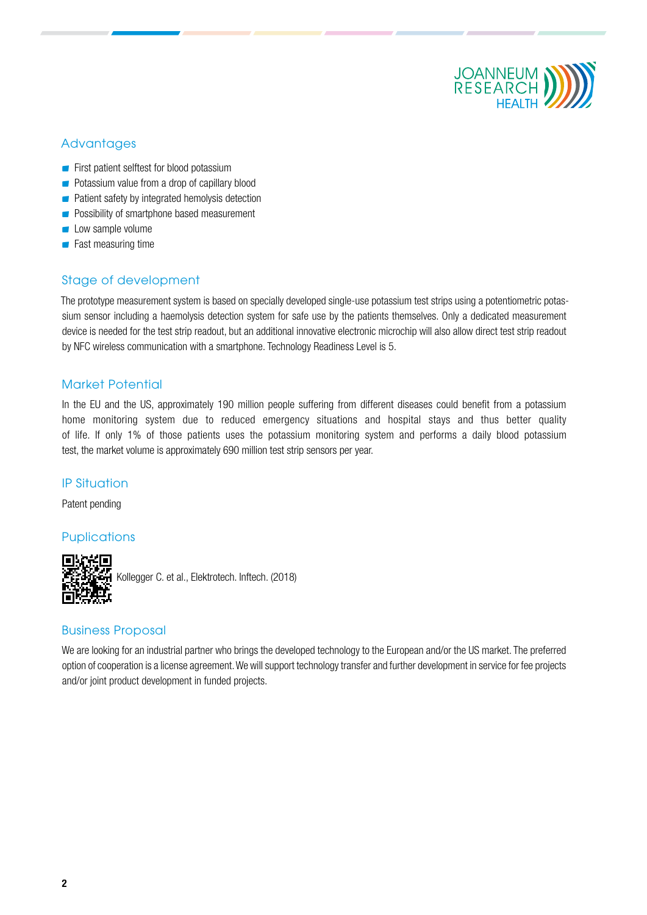## Advantages

- First patient selftest for blood potassium
- Potassium value from a drop of capillary blood
- Patient safety by integrated hemolysis detection
- Possibility of smartphone based measurement
- Low sample volume
- Fast measuring time

## Stage of development

The prototype measurement system is based on specially developed single-use potassium test strips using a potentiometric potassium sensor including a haemolysis detection system for safe use by the patients themselves. Only a dedicated measurement device is needed for the test strip readout, but an additional innovative electronic microchip will also allow direct test strip readout by NFC wireless communication with a smartphone. Technology Readiness Level is 5.

## Market Potential

In the EU and the US, approximately 190 million people suffering from different diseases could benefit from a potassium home monitoring system due to reduced emergency situations and hospital stays and thus better quality of life. If only 1% of those patients uses the potassium monitoring system and performs a daily blood potassium test, the market volume is approximately 690 million test strip sensors per year.

## IP Situation

Patent pending

## Puplications

Kollegger C. et al., Elektrotech. Inftech. (2018)

## Business Proposal

We are looking for an industrial partner who brings the developed technology to the European and/or the US market. The preferred option of cooperation is a license agreement. We will support technology transfer and further development in service for fee projects and/or joint product development in funded projects.